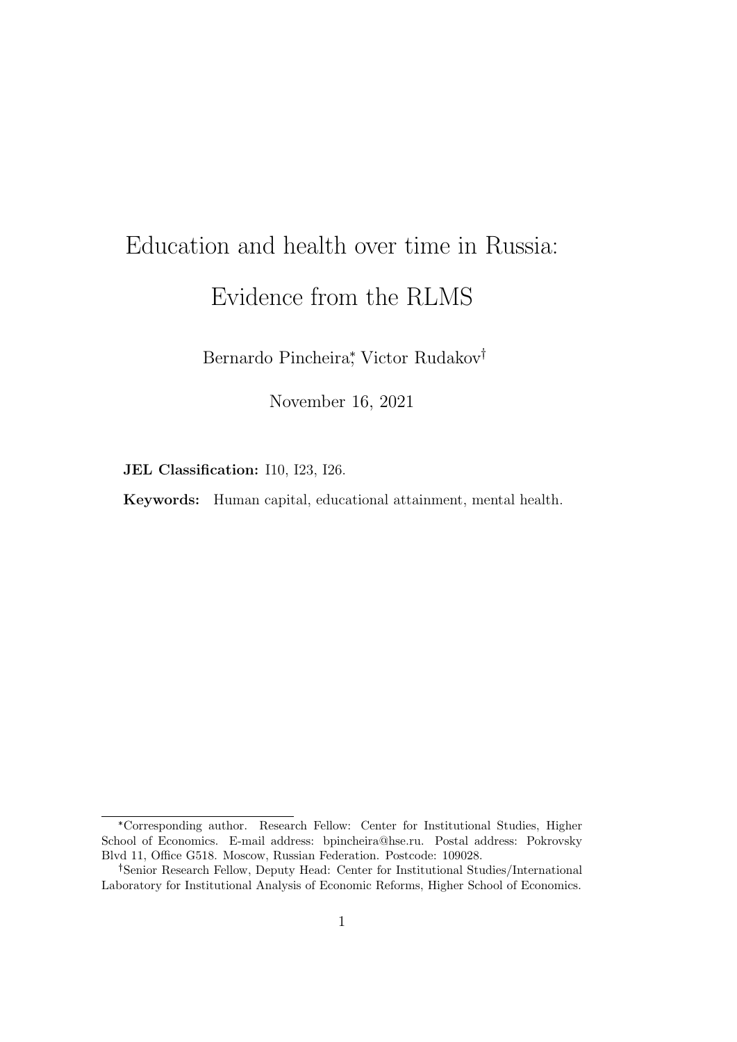# Education and health over time in Russia: Evidence from the RLMS

Bernardo Pincheira[*], Victor Rudakov[†]

November 16, 2021

**JEL Classification:** I10, I23, I26.

**Keywords:** Human capital, educational attainment, mental health.

---

[*] Corresponding author. Research Fellow: Center for Institutional Studies, Higher School of Economics. E-mail address: bpincheira@hse.ru. Postal address: Pokrovsky Blvd 11, Office G518. Moscow, Russian Federation. Postcode: 109028.

[†] Senior Research Fellow, Deputy Head: Center for Institutional Studies/International Laboratory for Institutional Analysis of Economic Reforms, Higher School of Economics.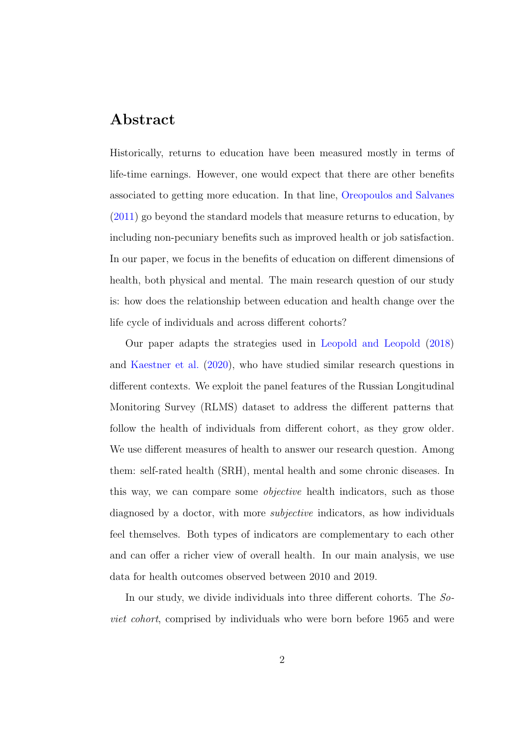## Abstract

Historically, returns to education have been measured mostly in terms of life-time earnings. However, one would expect that there are other benefits associated to getting more education. In that line, Oreopoulos and Salvanes (2011) go beyond the standard models that measure returns to education, by including non-pecuniary benefits such as improved health or job satisfaction. In our paper, we focus in the benefits of education on different dimensions of health, both physical and mental. The main research question of our study is: how does the relationship between education and health change over the life cycle of individuals and across different cohorts?

Our paper adapts the strategies used in Leopold and Leopold (2018) and Kaestner et al. (2020), who have studied similar research questions in different contexts. We exploit the panel features of the Russian Longitudinal Monitoring Survey (RLMS) dataset to address the different patterns that follow the health of individuals from different cohort, as they grow older. We use different measures of health to answer our research question. Among them: self-rated health (SRH), mental health and some chronic diseases. In this way, we can compare some *objective* health indicators, such as those diagnosed by a doctor, with more *subjective* indicators, as how individuals feel themselves. Both types of indicators are complementary to each other and can offer a richer view of overall health. In our main analysis, we use data for health outcomes observed between 2010 and 2019.

In our study, we divide individuals into three different cohorts. The *Soviet cohort*, comprised by individuals who were born before 1965 and were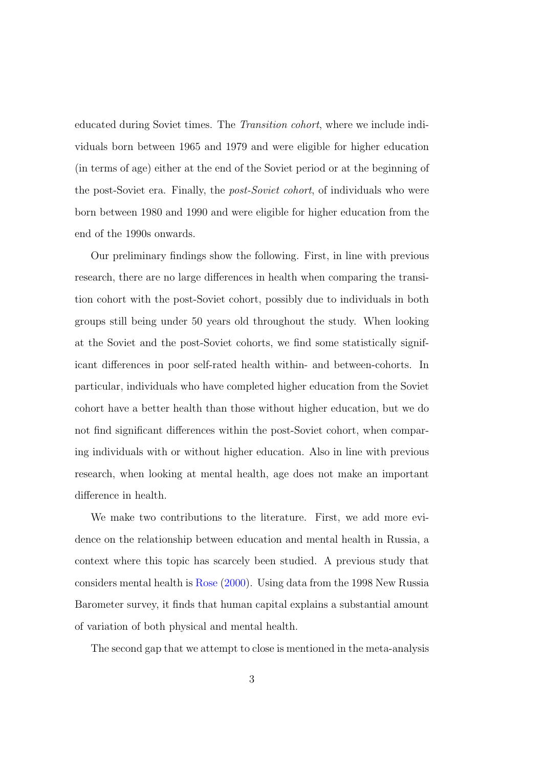educated during Soviet times. The *Transition cohort*, where we include individuals born between 1965 and 1979 and were eligible for higher education (in terms of age) either at the end of the Soviet period or at the beginning of the post-Soviet era. Finally, the *post-Soviet cohort*, of individuals who were born between 1980 and 1990 and were eligible for higher education from the end of the 1990s onwards.

Our preliminary findings show the following. First, in line with previous research, there are no large differences in health when comparing the transition cohort with the post-Soviet cohort, possibly due to individuals in both groups still being under 50 years old throughout the study. When looking at the Soviet and the post-Soviet cohorts, we find some statistically significant differences in poor self-rated health within- and between-cohorts. In particular, individuals who have completed higher education from the Soviet cohort have a better health than those without higher education, but we do not find significant differences within the post-Soviet cohort, when comparing individuals with or without higher education. Also in line with previous research, when looking at mental health, age does not make an important difference in health.

We make two contributions to the literature. First, we add more evidence on the relationship between education and mental health in Russia, a context where this topic has scarcely been studied. A previous study that considers mental health is Rose (2000). Using data from the 1998 New Russia Barometer survey, it finds that human capital explains a substantial amount of variation of both physical and mental health.

The second gap that we attempt to close is mentioned in the meta-analysis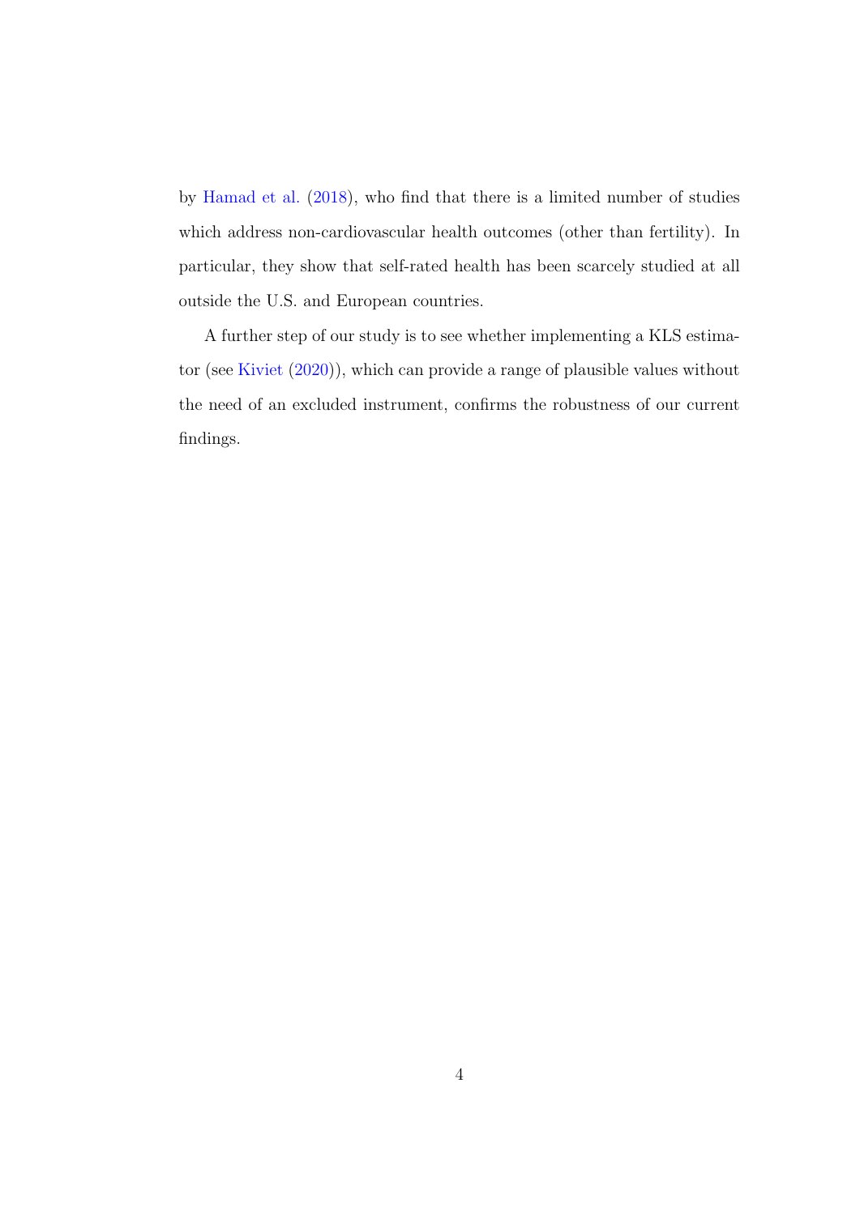by Hamad et al. (2018), who find that there is a limited number of studies which address non-cardiovascular health outcomes (other than fertility). In particular, they show that self-rated health has been scarcely studied at all outside the U.S. and European countries.

A further step of our study is to see whether implementing a KLS estimator (see Kiviet (2020)), which can provide a range of plausible values without the need of an excluded instrument, confirms the robustness of our current findings.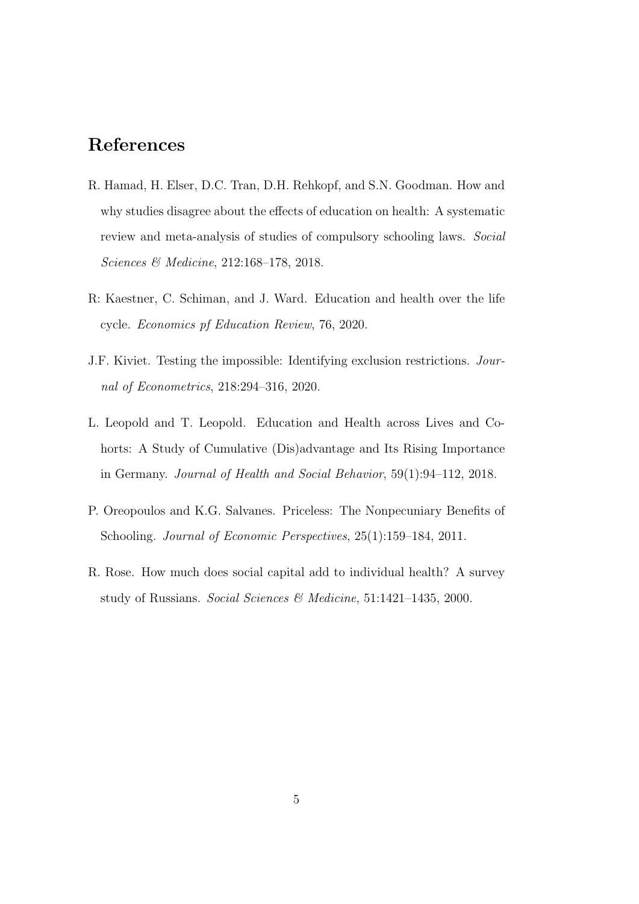## References

R. Hamad, H. Elser, D.C. Tran, D.H. Rehkopf, and S.N. Goodman. How and why studies disagree about the effects of education on health: A systematic review and meta-analysis of studies of compulsory schooling laws. *Social Sciences & Medicine*, 212:168–178, 2018.

R: Kaestner, C. Schiman, and J. Ward. Education and health over the life cycle. *Economics pf Education Review*, 76, 2020.

J.F. Kiviet. Testing the impossible: Identifying exclusion restrictions. *Journal of Econometrics*, 218:294–316, 2020.

L. Leopold and T. Leopold. Education and Health across Lives and Cohorts: A Study of Cumulative (Dis)advantage and Its Rising Importance in Germany. *Journal of Health and Social Behavior*, 59(1):94–112, 2018.

P. Oreopoulos and K.G. Salvanes. Priceless: The Nonpecuniary Benefits of Schooling. *Journal of Economic Perspectives*, 25(1):159–184, 2011.

R. Rose. How much does social capital add to individual health? A survey study of Russians. *Social Sciences & Medicine*, 51:1421–1435, 2000.